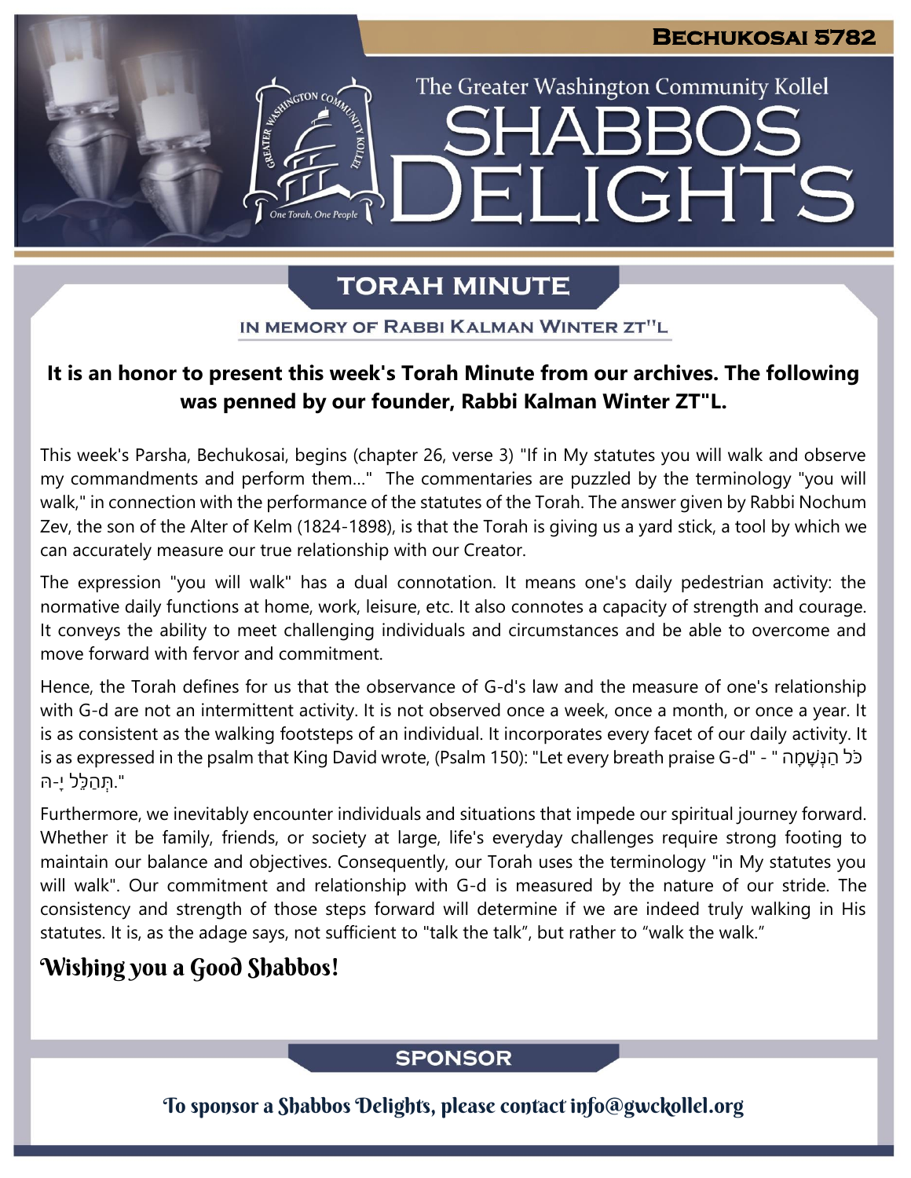**BECHUKOSAI 5782**

The Greater Washington Community Kollel

# SHABBOS DELIGHTS

## TORAH MINUTE

IN MEMORY OF RABBI KALMAN WINTER ZT"L

**It is an honor to present this week's Torah Minute from our archives. The following was penned by our founder, Rabbi Kalman Winter ZT"L.**

This week's Parsha, Bechukosai, begins (chapter 26, verse 3) "If in My statutes you will walk and observe my commandments and perform them..." The commentaries are puzzled by the terminology "you will walk," in connection with the performance of the statutes of the Torah. The answer given by Rabbi Nochum Zev, the son of the Alter of Kelm (1824-1898), is that the Torah is giving us a yard stick, a tool by which we can accurately measure our true relationship with our Creator.

The expression "you will walk" has a dual connotation. It means one's daily pedestrian activity: the normative daily functions at home, work, leisure, etc. It also connotes a capacity of strength and courage. It conveys the ability to meet challenging individuals and circumstances and be able to overcome and move forward with fervor and commitment.

Hence, the Torah defines for us that the observance of G-d's law and the measure of one's relationship with G-d are not an intermittent activity. It is not observed once a week, once a month, or once a year. It is as consistent as the walking footsteps of an individual. It incorporates every facet of our daily activity. It is as expressed in the psalm that King David wrote, (Psalm 150): "Let every breath praise G-d" - "כֹּל הַנְּשָׁמָה תְּהַלֵּל יָ-הּ."

Furthermore, we inevitably encounter individuals and situations that impede our spiritual journey forward. Whether it be family, friends, or society at large, life's everyday challenges require strong footing to maintain our balance and objectives. Consequently, our Torah uses the terminology "in My statutes you will walk". Our commitment and relationship with G-d is measured by the nature of our stride. The consistency and strength of those steps forward will determine if we are indeed truly walking in His statutes. It is, as the adage says, not sufficient to "talk the talk", but rather to "walk the walk."

**Wishing you a Good Shabbos!**

## SPONSOR

To sponsor a Shabbos Delights, please contact info@gwckollel.org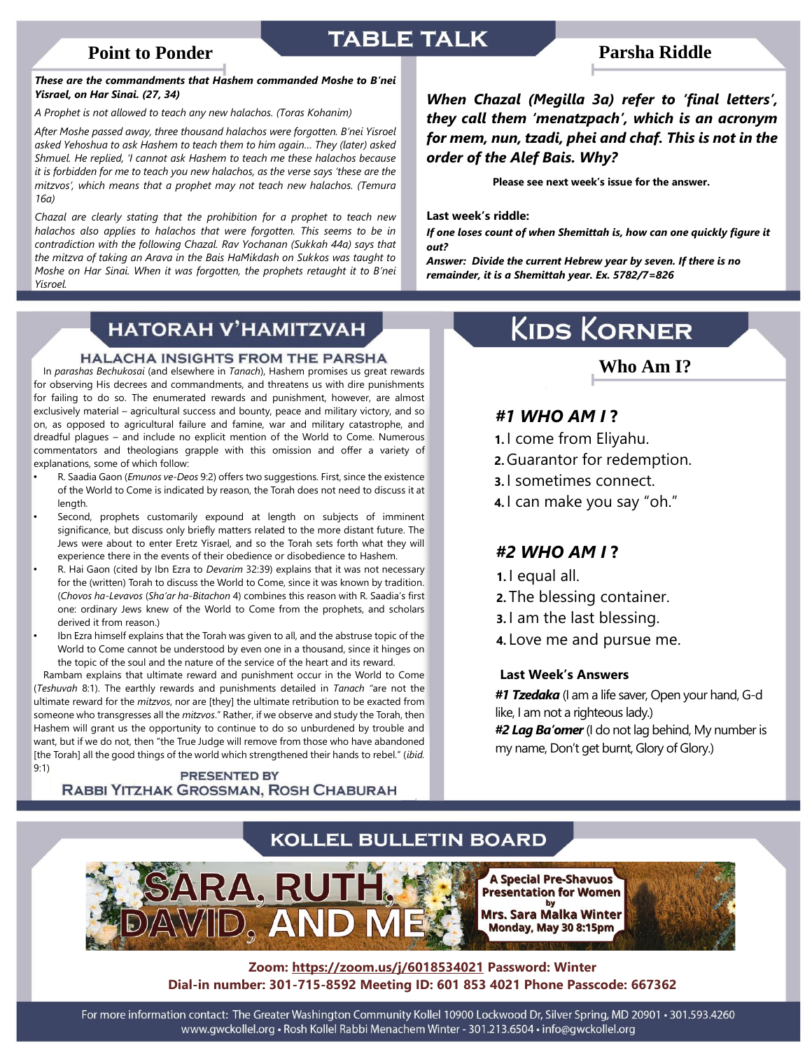# TABLE TALK

## Point to Ponder

***These are the commandments that Hashem commanded Moshe to B'nei Yisrael, on Har Sinai. (27, 34)***

*A Prophet is not allowed to teach any new halachos. (Toras Kohanim)*

*After Moshe passed away, three thousand halachos were forgotten. B'nei Yisroel asked Yehoshua to ask Hashem to teach them to him again... They (later) asked Shmuel. He replied, 'I cannot ask Hashem to teach me these halachos because it is forbidden for me to teach you new halachos, as the verse says 'these are the mitzvos', which means that a prophet may not teach new halachos. (Temura 16a)*

*Chazal are clearly stating that the prohibition for a prophet to teach new halachos also applies to halachos that were forgotten. This seems to be in contradiction with the following Chazal. Rav Yochanan (Sukkah 44a) says that the mitzva of taking an Arava in the Bais HaMikdash on Sukkos was taught to Moshe on Har Sinai. When it was forgotten, the prophets retaught it to B'nei Yisroel.*

## Parsha Riddle

***When Chazal (Megilla 3a) refer to 'final letters', they call them 'menatzpach', which is an acronym for mem, nun, tzadi, phei and chaf. This is not in the order of the Alef Bais. Why?***

**Please see next week's issue for the answer.**

**Last week's riddle:**

***If one loses count of when Shemittah is, how can one quickly figure it out?***

***Answer: Divide the current Hebrew year by seven. If there is no remainder, it is a Shemittah year. Ex. 5782/7=826***

# HATORAH V'HAMITZVAH

## HALACHA INSIGHTS FROM THE PARSHA

In *parashas Bechukosai* (and elsewhere in *Tanach*), Hashem promises us great rewards for observing His decrees and commandments, and threatens us with dire punishments for failing to do so. The enumerated rewards and punishment, however, are almost exclusively material – agricultural success and bounty, peace and military victory, and so on, as opposed to agricultural failure and famine, war and military catastrophe, and dreadful plagues – and include no explicit mention of the World to Come. Numerous commentators and theologians grapple with this omission and offer a variety of explanations, some of which follow:

- R. Saadia Gaon (*Emunos ve-Deos* 9:2) offers two suggestions. First, since the existence of the World to Come is indicated by reason, the Torah does not need to discuss it at length.
- Second, prophets customarily expound at length on subjects of imminent significance, but discuss only briefly matters related to the more distant future. The Jews were about to enter Eretz Yisrael, and so the Torah sets forth what they will experience there in the events of their obedience or disobedience to Hashem.
- R. Hai Gaon (cited by Ibn Ezra to *Devarim* 32:39) explains that it was not necessary for the (written) Torah to discuss the World to Come, since it was known by tradition. (*Chovos ha-Levavos* (*Sha'ar ha-Bitachon* 4) combines this reason with R. Saadia's first one: ordinary Jews knew of the World to Come from the prophets, and scholars derived it from reason.)
- Ibn Ezra himself explains that the Torah was given to all, and the abstruse topic of the World to Come cannot be understood by even one in a thousand, since it hinges on the topic of the soul and the nature of the service of the heart and its reward.

Rambam explains that ultimate reward and punishment occur in the World to Come (*Teshuvah* 8:1). The earthly rewards and punishments detailed in *Tanach* "are not the ultimate reward for the *mitzvos*, nor are [they] the ultimate retribution to be exacted from someone who transgresses all the *mitzvos*." Rather, if we observe and study the Torah, then Hashem will grant us the opportunity to continue to do so unburdened by trouble and want, but if we do not, then "the True Judge will remove from those who have abandoned [the Torah] all the good things of the world which strengthened their hands to rebel." (*ibid.* 9:1)

PRESENTED BY
RABBI YITZHAK GROSSMAN, ROSH CHABURAH

# KIDS KORNER

## Who Am I?

### *#1 WHO AM I ?*

1. I come from Eliyahu.
2. Guarantor for redemption.
3. I sometimes connect.
4. I can make you say "oh."

### *#2 WHO AM I ?*

1. I equal all.
2. The blessing container.
3. I am the last blessing.
4. Love me and pursue me.

**Last Week's Answers**

***#1 Tzedaka*** (I am a life saver, Open your hand, G-d like, I am not a righteous lady.)

***#2 Lag Ba'omer*** (I do not lag behind, My number is my name, Don't get burnt, Glory of Glory.)

# KOLLEL BULLETIN BOARD

**SARA, RUTH, DAVID, AND ME**

**A Special Pre-Shavuos Presentation for Women by Mrs. Sara Malka Winter**
**Monday, May 30 8:15pm**

**Zoom: https://zoom.us/j/6018534021 Password: Winter**
**Dial-in number: 301-715-8592 Meeting ID: 601 853 4021 Phone Passcode: 667362**

For more information contact: The Greater Washington Community Kollel 10900 Lockwood Dr, Silver Spring, MD 20901 • 301.593.4260
www.gwckollel.org • Rosh Kollel Rabbi Menachem Winter - 301.213.6504 • info@gwckollel.org